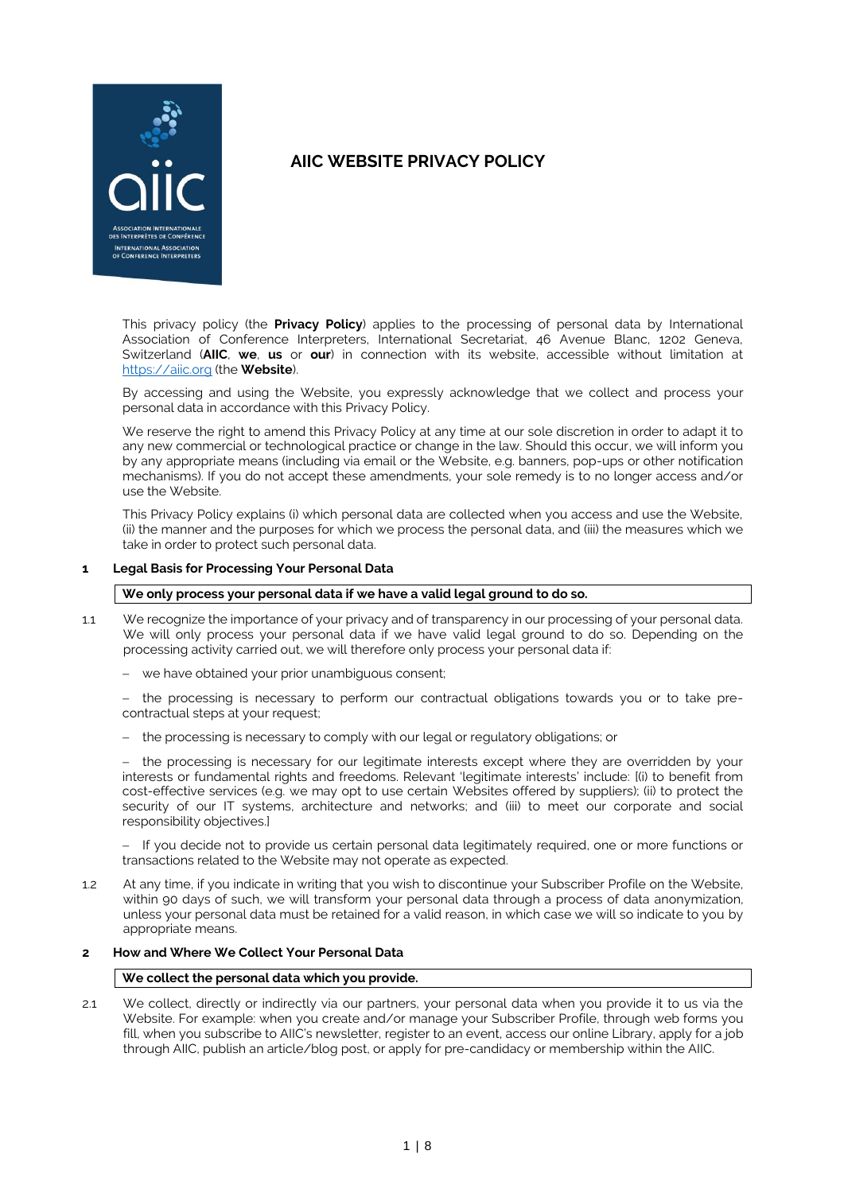# AIIC WEBSITE PRIVACY POLICY

This privacy policy (the **Privacy Policy**) applies to the processing of personal data by International Association of Conference Interpreters, International Secretariat, 46 Avenue Blanc, 1202 Geneva, Switzerland (**AIIC**, **we**, **us** or **our**) in connection with its website, accessible without limitation at https://aiic.org (the **Website**).

By accessing and using the Website, you expressly acknowledge that we collect and process your personal data in accordance with this Privacy Policy.

We reserve the right to amend this Privacy Policy at any time at our sole discretion in order to adapt it to any new commercial or technological practice or change in the law. Should this occur, we will inform you by any appropriate means (including via email or the Website, e.g. banners, pop-ups or other notification mechanisms). If you do not accept these amendments, your sole remedy is to no longer access and/or use the Website.

This Privacy Policy explains (i) which personal data are collected when you access and use the Website, (ii) the manner and the purposes for which we process the personal data, and (iii) the measures which we take in order to protect such personal data.

## 1 Legal Basis for Processing Your Personal Data

**We only process your personal data if we have a valid legal ground to do so.**

1.1 We recognize the importance of your privacy and of transparency in our processing of your personal data. We will only process your personal data if we have valid legal ground to do so. Depending on the processing activity carried out, we will therefore only process your personal data if:

– we have obtained your prior unambiguous consent;

– the processing is necessary to perform our contractual obligations towards you or to take pre-contractual steps at your request;

– the processing is necessary to comply with our legal or regulatory obligations; or

– the processing is necessary for our legitimate interests except where they are overridden by your interests or fundamental rights and freedoms. Relevant 'legitimate interests' include: [(i) to benefit from cost-effective services (e.g. we may opt to use certain Websites offered by suppliers); (ii) to protect the security of our IT systems, architecture and networks; and (iii) to meet our corporate and social responsibility objectives.]

– If you decide not to provide us certain personal data legitimately required, one or more functions or transactions related to the Website may not operate as expected.

1.2 At any time, if you indicate in writing that you wish to discontinue your Subscriber Profile on the Website, within 90 days of such, we will transform your personal data through a process of data anonymization, unless your personal data must be retained for a valid reason, in which case we will so indicate to you by appropriate means.

## 2 How and Where We Collect Your Personal Data

**We collect the personal data which you provide.**

2.1 We collect, directly or indirectly via our partners, your personal data when you provide it to us via the Website. For example: when you create and/or manage your Subscriber Profile, through web forms you fill, when you subscribe to AIIC's newsletter, register to an event, access our online Library, apply for a job through AIIC, publish an article/blog post, or apply for pre-candidacy or membership within the AIIC.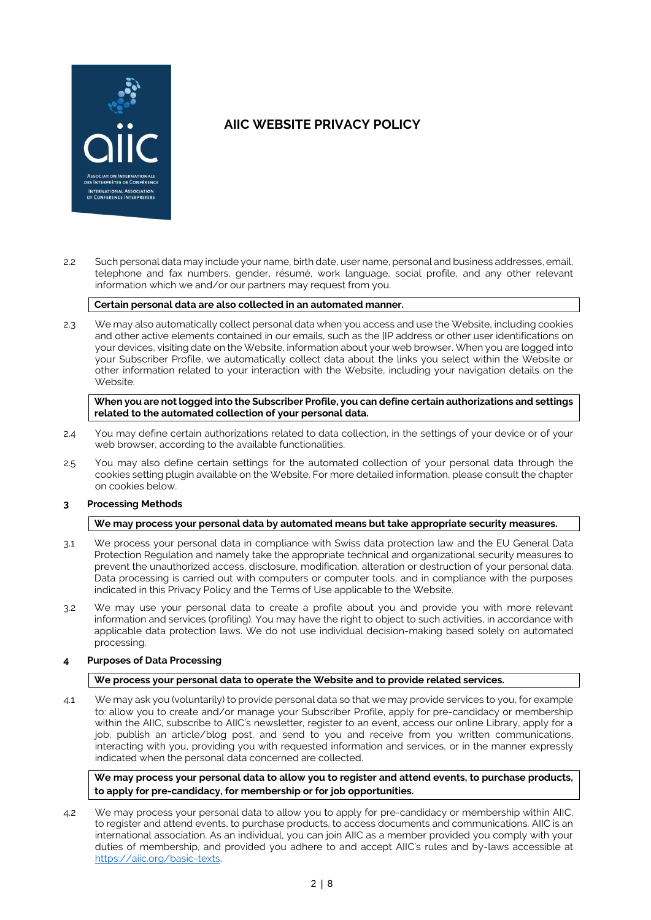# AIIC WEBSITE PRIVACY POLICY

2.2 Such personal data may include your name, birth date, user name, personal and business addresses, email, telephone and fax numbers, gender, résumé, work language, social profile, and any other relevant information which we and/or our partners may request from you.

**Certain personal data are also collected in an automated manner.**

2.3 We may also automatically collect personal data when you access and use the Website, including cookies and other active elements contained in our emails, such as the [IP address or other user identifications on your devices, visiting date on the Website, information about your web browser. When you are logged into your Subscriber Profile, we automatically collect data about the links you select within the Website or other information related to your interaction with the Website, including your navigation details on the Website.

**When you are not logged into the Subscriber Profile, you can define certain authorizations and settings related to the automated collection of your personal data.**

2.4 You may define certain authorizations related to data collection, in the settings of your device or of your web browser, according to the available functionalities.

2.5 You may also define certain settings for the automated collection of your personal data through the cookies setting plugin available on the Website. For more detailed information, please consult the chapter on cookies below.

## 3 Processing Methods

**We may process your personal data by automated means but take appropriate security measures.**

3.1 We process your personal data in compliance with Swiss data protection law and the EU General Data Protection Regulation and namely take the appropriate technical and organizational security measures to prevent the unauthorized access, disclosure, modification, alteration or destruction of your personal data. Data processing is carried out with computers or computer tools, and in compliance with the purposes indicated in this Privacy Policy and the Terms of Use applicable to the Website.

3.2 We may use your personal data to create a profile about you and provide you with more relevant information and services (profiling). You may have the right to object to such activities, in accordance with applicable data protection laws. We do not use individual decision-making based solely on automated processing.

## 4 Purposes of Data Processing

**We process your personal data to operate the Website and to provide related services.**

4.1 We may ask you (voluntarily) to provide personal data so that we may provide services to you, for example to: allow you to create and/or manage your Subscriber Profile, apply for pre-candidacy or membership within the AIIC, subscribe to AIIC's newsletter, register to an event, access our online Library, apply for a job, publish an article/blog post, and send to you and receive from you written communications, interacting with you, providing you with requested information and services, or in the manner expressly indicated when the personal data concerned are collected.

**We may process your personal data to allow you to register and attend events, to purchase products, to apply for pre-candidacy, for membership or for job opportunities.**

4.2 We may process your personal data to allow you to apply for pre-candidacy or membership within AIIC, to register and attend events, to purchase products, to access documents and communications. AIIC is an international association. As an individual, you can join AIIC as a member provided you comply with your duties of membership, and provided you adhere to and accept AIIC's rules and by-laws accessible at https://aiic.org/basic-texts.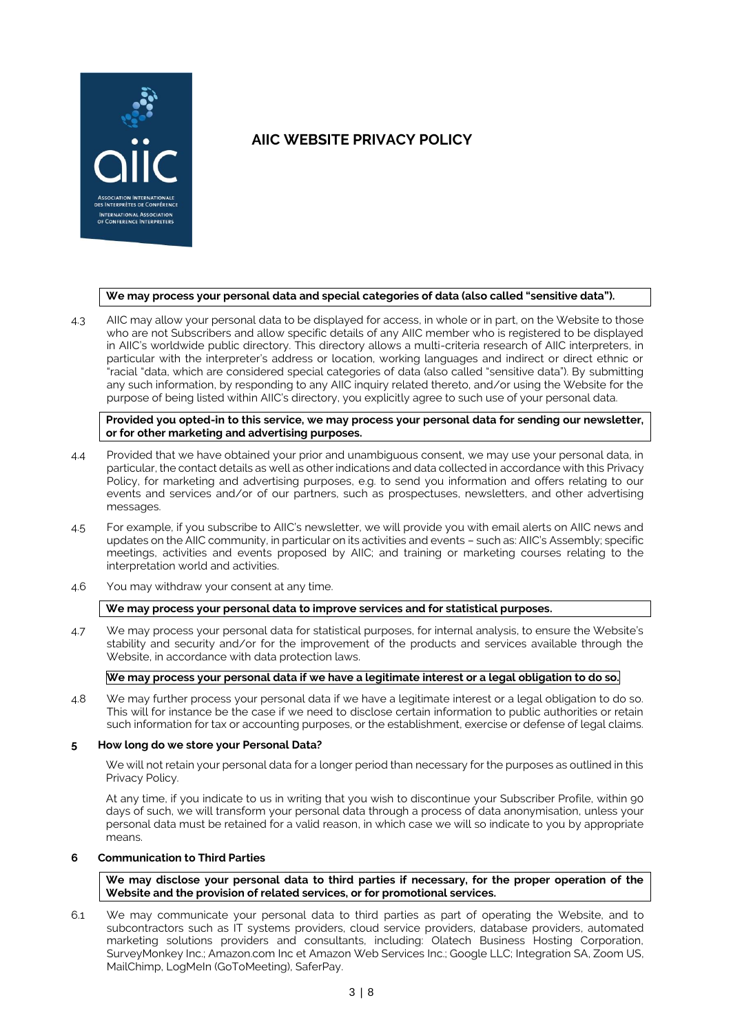# AIIC WEBSITE PRIVACY POLICY

**We may process your personal data and special categories of data (also called "sensitive data").**

4.3 AIIC may allow your personal data to be displayed for access, in whole or in part, on the Website to those who are not Subscribers and allow specific details of any AIIC member who is registered to be displayed in AIIC's worldwide public directory. This directory allows a multi-criteria research of AIIC interpreters, in particular with the interpreter's address or location, working languages and indirect or direct ethnic or "racial "data, which are considered special categories of data (also called "sensitive data"). By submitting any such information, by responding to any AIIC inquiry related thereto, and/or using the Website for the purpose of being listed within AIIC's directory, you explicitly agree to such use of your personal data.

**Provided you opted-in to this service, we may process your personal data for sending our newsletter, or for other marketing and advertising purposes.**

4.4 Provided that we have obtained your prior and unambiguous consent, we may use your personal data, in particular, the contact details as well as other indications and data collected in accordance with this Privacy Policy, for marketing and advertising purposes, e.g. to send you information and offers relating to our events and services and/or of our partners, such as prospectuses, newsletters, and other advertising messages.

4.5 For example, if you subscribe to AIIC's newsletter, we will provide you with email alerts on AIIC news and updates on the AIIC community, in particular on its activities and events – such as: AIIC's Assembly; specific meetings, activities and events proposed by AIIC; and training or marketing courses relating to the interpretation world and activities.

4.6 You may withdraw your consent at any time.

**We may process your personal data to improve services and for statistical purposes.**

4.7 We may process your personal data for statistical purposes, for internal analysis, to ensure the Website's stability and security and/or for the improvement of the products and services available through the Website, in accordance with data protection laws.

**We may process your personal data if we have a legitimate interest or a legal obligation to do so.**

4.8 We may further process your personal data if we have a legitimate interest or a legal obligation to do so. This will for instance be the case if we need to disclose certain information to public authorities or retain such information for tax or accounting purposes, or the establishment, exercise or defense of legal claims.

## 5 How long do we store your Personal Data?

We will not retain your personal data for a longer period than necessary for the purposes as outlined in this Privacy Policy.

At any time, if you indicate to us in writing that you wish to discontinue your Subscriber Profile, within 90 days of such, we will transform your personal data through a process of data anonymisation, unless your personal data must be retained for a valid reason, in which case we will so indicate to you by appropriate means.

## 6 Communication to Third Parties

**We may disclose your personal data to third parties if necessary, for the proper operation of the Website and the provision of related services, or for promotional services.**

6.1 We may communicate your personal data to third parties as part of operating the Website, and to subcontractors such as IT systems providers, cloud service providers, database providers, automated marketing solutions providers and consultants, including: Olatech Business Hosting Corporation, SurveyMonkey Inc.; Amazon.com Inc et Amazon Web Services Inc.; Google LLC; Integration SA, Zoom US, MailChimp, LogMeIn (GoToMeeting), SaferPay.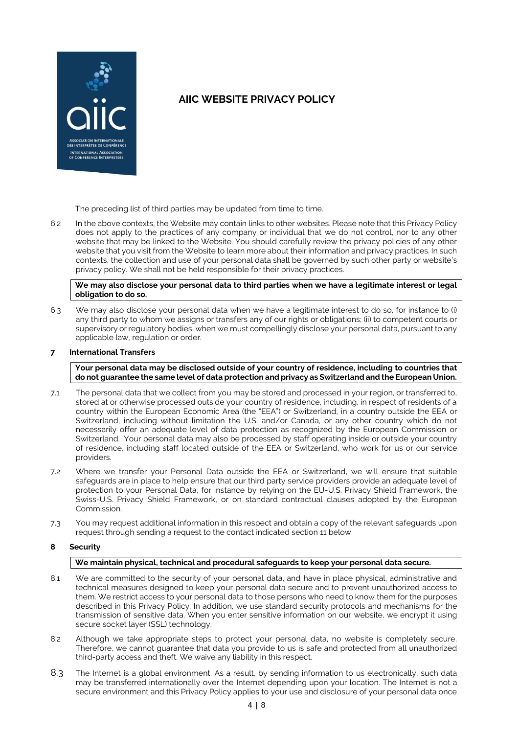# AIIC WEBSITE PRIVACY POLICY

The preceding list of third parties may be updated from time to time.

6.2 In the above contexts, the Website may contain links to other websites. Please note that this Privacy Policy does not apply to the practices of any company or individual that we do not control, nor to any other website that may be linked to the Website. You should carefully review the privacy policies of any other website that you visit from the Website to learn more about their information and privacy practices. In such contexts, the collection and use of your personal data shall be governed by such other party or website's privacy policy. We shall not be held responsible for their privacy practices.

**We may also disclose your personal data to third parties when we have a legitimate interest or legal obligation to do so.**

6.3 We may also disclose your personal data when we have a legitimate interest to do so, for instance to (i) any third party to whom we assigns or transfers any of our rights or obligations; (ii) to competent courts or supervisory or regulatory bodies, when we must compellingly disclose your personal data, pursuant to any applicable law, regulation or order.

## 7 International Transfers

**Your personal data may be disclosed outside of your country of residence, including to countries that do not guarantee the same level of data protection and privacy as Switzerland and the European Union.**

7.1 The personal data that we collect from you may be stored and processed in your region, or transferred to, stored at or otherwise processed outside your country of residence, including, in respect of residents of a country within the European Economic Area (the "EEA") or Switzerland, in a country outside the EEA or Switzerland, including without limitation the U.S. and/or Canada, or any other country which do not necessarily offer an adequate level of data protection as recognized by the European Commission or Switzerland. Your personal data may also be processed by staff operating inside or outside your country of residence, including staff located outside of the EEA or Switzerland, who work for us or our service providers.

7.2 Where we transfer your Personal Data outside the EEA or Switzerland, we will ensure that suitable safeguards are in place to help ensure that our third party service providers provide an adequate level of protection to your Personal Data, for instance by relying on the EU-U.S. Privacy Shield Framework, the Swiss-U.S. Privacy Shield Framework, or on standard contractual clauses adopted by the European Commission.

7.3 You may request additional information in this respect and obtain a copy of the relevant safeguards upon request through sending a request to the contact indicated section 11 below.

## 8 Security

**We maintain physical, technical and procedural safeguards to keep your personal data secure.**

8.1 We are committed to the security of your personal data, and have in place physical, administrative and technical measures designed to keep your personal data secure and to prevent unauthorized access to them. We restrict access to your personal data to those persons who need to know them for the purposes described in this Privacy Policy. In addition, we use standard security protocols and mechanisms for the transmission of sensitive data. When you enter sensitive information on our website, we encrypt it using secure socket layer (SSL) technology.

8.2 Although we take appropriate steps to protect your personal data, no website is completely secure. Therefore, we cannot guarantee that data you provide to us is safe and protected from all unauthorized third-party access and theft. We waive any liability in this respect.

8.3 The Internet is a global environment. As a result, by sending information to us electronically, such data may be transferred internationally over the Internet depending upon your location. The Internet is not a secure environment and this Privacy Policy applies to your use and disclosure of your personal data once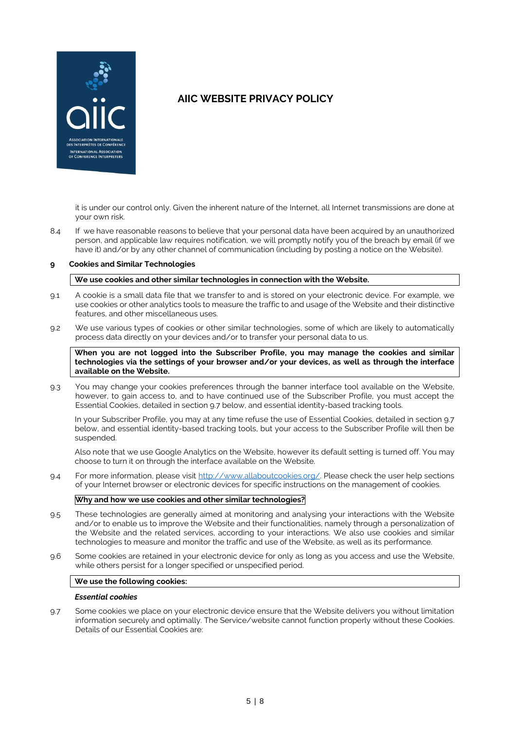it is under our control only. Given the inherent nature of the Internet, all Internet transmissions are done at your own risk.

8.4 If we have reasonable reasons to believe that your personal data have been acquired by an unauthorized person, and applicable law requires notification, we will promptly notify you of the breach by email (if we have it) and/or by any other channel of communication (including by posting a notice on the Website).

## 9 Cookies and Similar Technologies

**We use cookies and other similar technologies in connection with the Website.**

9.1 A cookie is a small data file that we transfer to and is stored on your electronic device. For example, we use cookies or other analytics tools to measure the traffic to and usage of the Website and their distinctive features, and other miscellaneous uses.

9.2 We use various types of cookies or other similar technologies, some of which are likely to automatically process data directly on your devices and/or to transfer your personal data to us.

**When you are not logged into the Subscriber Profile, you may manage the cookies and similar technologies via the settings of your browser and/or your devices, as well as through the interface available on the Website.**

9.3 You may change your cookies preferences through the banner interface tool available on the Website, however, to gain access to, and to have continued use of the Subscriber Profile, you must accept the Essential Cookies, detailed in section 9.7 below, and essential identity-based tracking tools.

In your Subscriber Profile, you may at any time refuse the use of Essential Cookies, detailed in section 9.7 below, and essential identity-based tracking tools, but your access to the Subscriber Profile will then be suspended.

Also note that we use Google Analytics on the Website, however its default setting is turned off. You may choose to turn it on through the interface available on the Website.

9.4 For more information, please visit [http://www.allaboutcookies.org/](http://www.allaboutcookies.org/). Please check the user help sections of your Internet browser or electronic devices for specific instructions on the management of cookies.

**Why and how we use cookies and other similar technologies?**

9.5 These technologies are generally aimed at monitoring and analysing your interactions with the Website and/or to enable us to improve the Website and their functionalities, namely through a personalization of the Website and the related services, according to your interactions. We also use cookies and similar technologies to measure and monitor the traffic and use of the Website, as well as its performance.

9.6 Some cookies are retained in your electronic device for only as long as you access and use the Website, while others persist for a longer specified or unspecified period.

**We use the following cookies:**

***Essential cookies***

9.7 Some cookies we place on your electronic device ensure that the Website delivers you without limitation information securely and optimally. The Service/website cannot function properly without these Cookies. Details of our Essential Cookies are: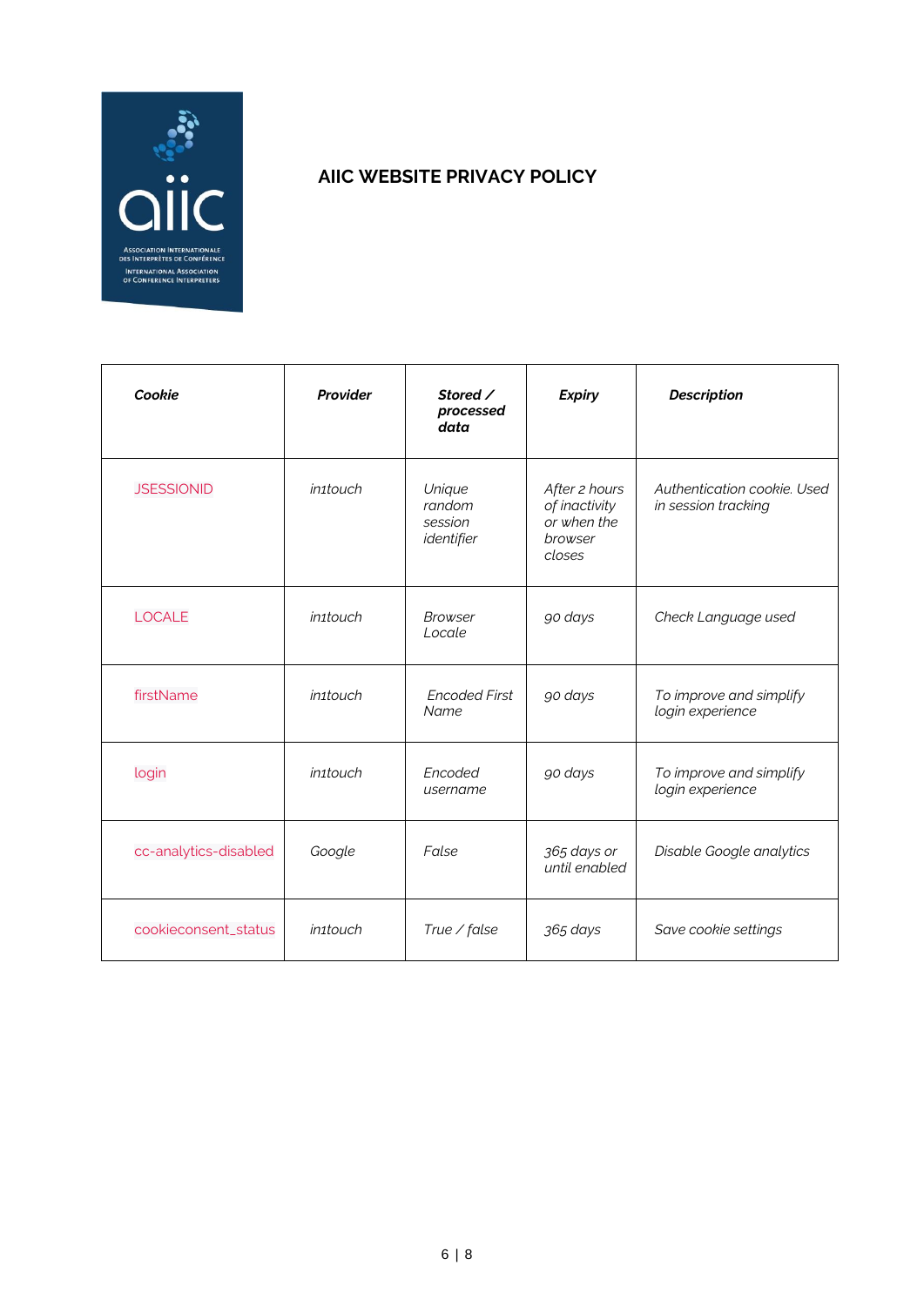# AIIC WEBSITE PRIVACY POLICY

| *Cookie* | *Provider* | *Stored / processed data* | *Expiry* | *Description* |
| --- | --- | --- | --- | --- |
| JSESSIONID | *in1touch* | *Unique random session identifier* | *After 2 hours of inactivity or when the browser closes* | *Authentication cookie. Used in session tracking* |
| LOCALE | *in1touch* | *Browser Locale* | *90 days* | *Check Language used* |
| firstName | *in1touch* | *Encoded First Name* | *90 days* | *To improve and simplify login experience* |
| login | *in1touch* | *Encoded username* | *90 days* | *To improve and simplify login experience* |
| cc-analytics-disabled | *Google* | *False* | *365 days or until enabled* | *Disable Google analytics* |
| cookieconsent_status | *in1touch* | *True / false* | *365 days* | *Save cookie settings* |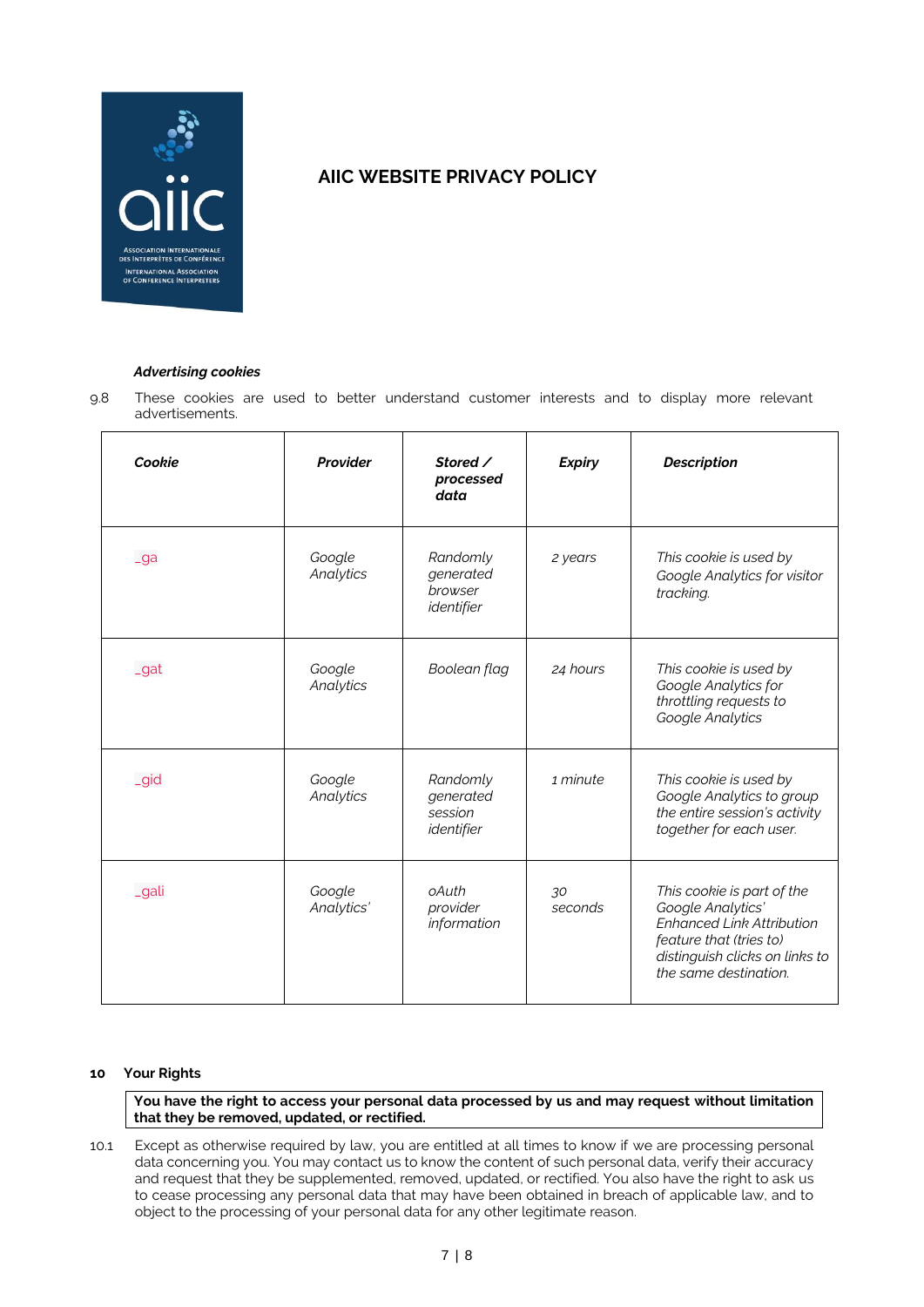# AIIC WEBSITE PRIVACY POLICY

***Advertising cookies***

9.8 These cookies are used to better understand customer interests and to display more relevant advertisements.

| ***Cookie*** | ***Provider*** | ***Stored / processed data*** | ***Expiry*** | ***Description*** |
|---|---|---|---|---|
| _ga | *Google Analytics* | *Randomly generated browser identifier* | *2 years* | *This cookie is used by Google Analytics for visitor tracking.* |
| _gat | *Google Analytics* | *Boolean flag* | *24 hours* | *This cookie is used by Google Analytics for throttling requests to Google Analytics* |
| _gid | *Google Analytics* | *Randomly generated session identifier* | *1 minute* | *This cookie is used by Google Analytics to group the entire session's activity together for each user.* |
| _gali | *Google Analytics'* | *oAuth provider information* | *30 seconds* | *This cookie is part of the Google Analytics' Enhanced Link Attribution feature that (tries to) distinguish clicks on links to the same destination.* |

## 10 Your Rights

**You have the right to access your personal data processed by us and may request without limitation that they be removed, updated, or rectified.**

10.1 Except as otherwise required by law, you are entitled at all times to know if we are processing personal data concerning you. You may contact us to know the content of such personal data, verify their accuracy and request that they be supplemented, removed, updated, or rectified. You also have the right to ask us to cease processing any personal data that may have been obtained in breach of applicable law, and to object to the processing of your personal data for any other legitimate reason.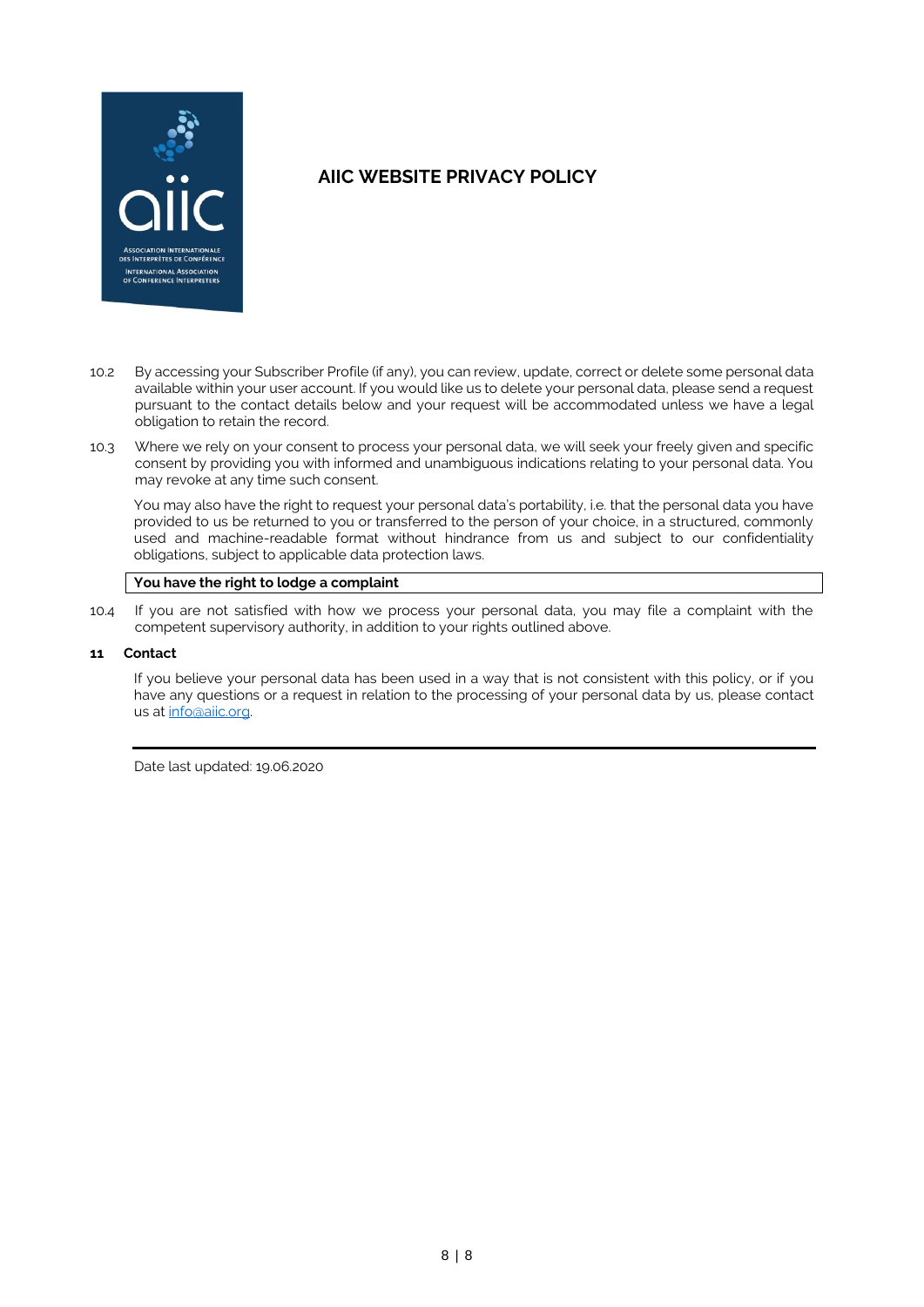# AIIC WEBSITE PRIVACY POLICY

10.2 By accessing your Subscriber Profile (if any), you can review, update, correct or delete some personal data available within your user account. If you would like us to delete your personal data, please send a request pursuant to the contact details below and your request will be accommodated unless we have a legal obligation to retain the record.

10.3 Where we rely on your consent to process your personal data, we will seek your freely given and specific consent by providing you with informed and unambiguous indications relating to your personal data. You may revoke at any time such consent.

You may also have the right to request your personal data's portability, i.e. that the personal data you have provided to us be returned to you or transferred to the person of your choice, in a structured, commonly used and machine-readable format without hindrance from us and subject to our confidentiality obligations, subject to applicable data protection laws.

**You have the right to lodge a complaint**

10.4 If you are not satisfied with how we process your personal data, you may file a complaint with the competent supervisory authority, in addition to your rights outlined above.

## 11 Contact

If you believe your personal data has been used in a way that is not consistent with this policy, or if you have any questions or a request in relation to the processing of your personal data by us, please contact us at [info@aiic.org](mailto:info@aiic.org).

---

Date last updated: 19.06.2020